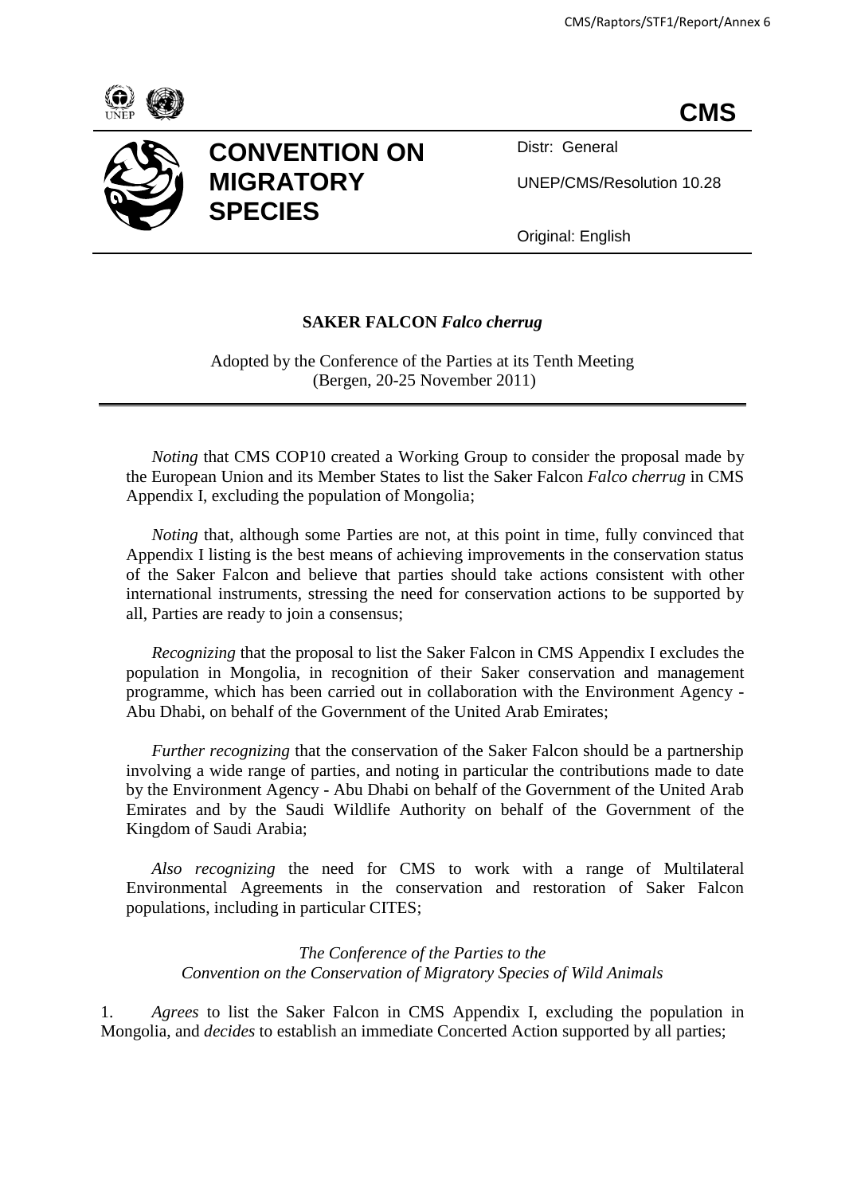**CMS**

# CONVENTION ON MIGRATORY SPECIES

Distr: General

UNEP/CMS/Resolution 10.28

Original: English

## SAKER FALCON *Falco cherrug*

Adopted by the Conference of the Parties at its Tenth Meeting (Bergen, 20-25 November 2011)

---

*Noting* that CMS COP10 created a Working Group to consider the proposal made by the European Union and its Member States to list the Saker Falcon *Falco cherrug* in CMS Appendix I, excluding the population of Mongolia;

*Noting* that, although some Parties are not, at this point in time, fully convinced that Appendix I listing is the best means of achieving improvements in the conservation status of the Saker Falcon and believe that parties should take actions consistent with other international instruments, stressing the need for conservation actions to be supported by all, Parties are ready to join a consensus;

*Recognizing* that the proposal to list the Saker Falcon in CMS Appendix I excludes the population in Mongolia, in recognition of their Saker conservation and management programme, which has been carried out in collaboration with the Environment Agency - Abu Dhabi, on behalf of the Government of the United Arab Emirates;

*Further recognizing* that the conservation of the Saker Falcon should be a partnership involving a wide range of parties, and noting in particular the contributions made to date by the Environment Agency - Abu Dhabi on behalf of the Government of the United Arab Emirates and by the Saudi Wildlife Authority on behalf of the Government of the Kingdom of Saudi Arabia;

*Also recognizing* the need for CMS to work with a range of Multilateral Environmental Agreements in the conservation and restoration of Saker Falcon populations, including in particular CITES;

*The Conference of the Parties to the Convention on the Conservation of Migratory Species of Wild Animals*

1. *Agrees* to list the Saker Falcon in CMS Appendix I, excluding the population in Mongolia, and *decides* to establish an immediate Concerted Action supported by all parties;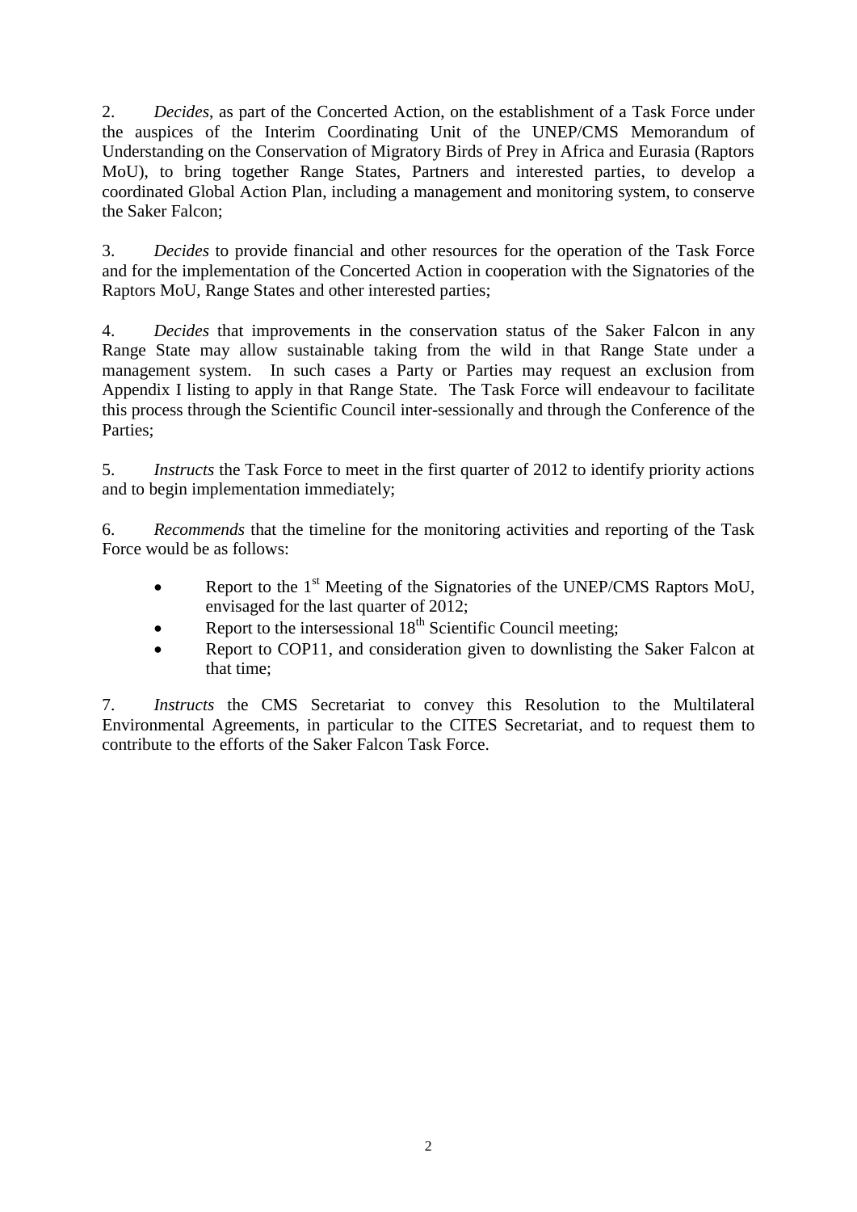2. *Decides*, as part of the Concerted Action, on the establishment of a Task Force under the auspices of the Interim Coordinating Unit of the UNEP/CMS Memorandum of Understanding on the Conservation of Migratory Birds of Prey in Africa and Eurasia (Raptors MoU), to bring together Range States, Partners and interested parties, to develop a coordinated Global Action Plan, including a management and monitoring system, to conserve the Saker Falcon;

3. *Decides* to provide financial and other resources for the operation of the Task Force and for the implementation of the Concerted Action in cooperation with the Signatories of the Raptors MoU, Range States and other interested parties;

4. *Decides* that improvements in the conservation status of the Saker Falcon in any Range State may allow sustainable taking from the wild in that Range State under a management system. In such cases a Party or Parties may request an exclusion from Appendix I listing to apply in that Range State. The Task Force will endeavour to facilitate this process through the Scientific Council inter-sessionally and through the Conference of the Parties;

5. *Instructs* the Task Force to meet in the first quarter of 2012 to identify priority actions and to begin implementation immediately;

6. *Recommends* that the timeline for the monitoring activities and reporting of the Task Force would be as follows:

- Report to the 1st Meeting of the Signatories of the UNEP/CMS Raptors MoU, envisaged for the last quarter of 2012;
- Report to the intersessional 18th Scientific Council meeting;
- Report to COP11, and consideration given to downlisting the Saker Falcon at that time;

7. *Instructs* the CMS Secretariat to convey this Resolution to the Multilateral Environmental Agreements, in particular to the CITES Secretariat, and to request them to contribute to the efforts of the Saker Falcon Task Force.